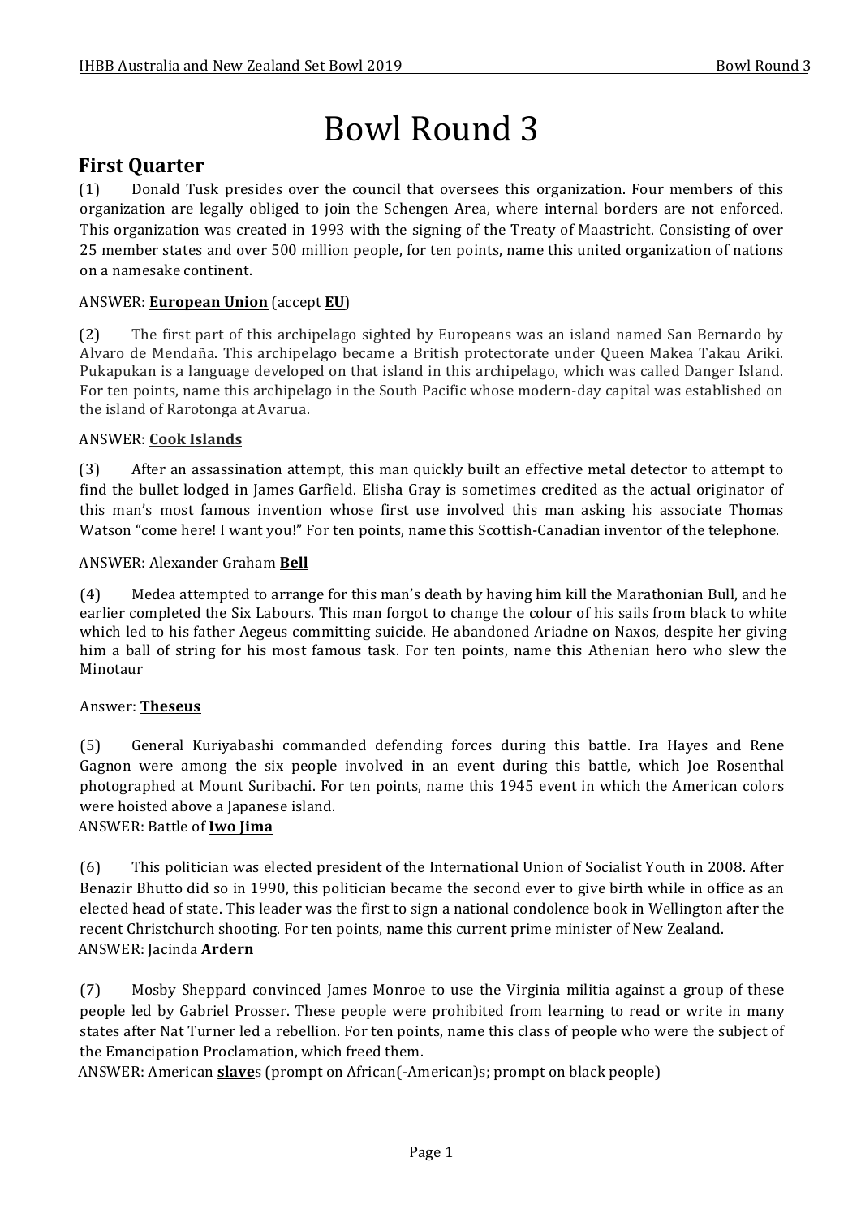# Bowl Round 3

## First Quarter

(1) Donald Tusk presides over the council that oversees this organization. Four members of this organization are legally obliged to join the Schengen Area, where internal borders are not enforced. This organization was created in 1993 with the signing of the Treaty of Maastricht. Consisting of over 25 member states and over 500 million people, for ten points, name this united organization of nations on a namesake continent.

ANSWER: **European Union** (accept **EU**)

(2) The first part of this archipelago sighted by Europeans was an island named San Bernardo by Alvaro de Mendaña. This archipelago became a British protectorate under Queen Makea Takau Ariki. Pukapukan is a language developed on that island in this archipelago, which was called Danger Island. For ten points, name this archipelago in the South Pacific whose modern-day capital was established on the island of Rarotonga at Avarua.

ANSWER: **Cook Islands**

(3) After an assassination attempt, this man quickly built an effective metal detector to attempt to find the bullet lodged in James Garfield. Elisha Gray is sometimes credited as the actual originator of this man's most famous invention whose first use involved this man asking his associate Thomas Watson "come here! I want you!" For ten points, name this Scottish-Canadian inventor of the telephone.

ANSWER: Alexander Graham **Bell**

(4) Medea attempted to arrange for this man's death by having him kill the Marathonian Bull, and he earlier completed the Six Labours. This man forgot to change the colour of his sails from black to white which led to his father Aegeus committing suicide. He abandoned Ariadne on Naxos, despite her giving him a ball of string for his most famous task. For ten points, name this Athenian hero who slew the Minotaur

Answer: **Theseus**

(5) General Kuriyabashi commanded defending forces during this battle. Ira Hayes and Rene Gagnon were among the six people involved in an event during this battle, which Joe Rosenthal photographed at Mount Suribachi. For ten points, name this 1945 event in which the American colors were hoisted above a Japanese island.

ANSWER: Battle of **Iwo Jima**

(6) This politician was elected president of the International Union of Socialist Youth in 2008. After Benazir Bhutto did so in 1990, this politician became the second ever to give birth while in office as an elected head of state. This leader was the first to sign a national condolence book in Wellington after the recent Christchurch shooting. For ten points, name this current prime minister of New Zealand.

ANSWER: Jacinda **Ardern**

(7) Mosby Sheppard convinced James Monroe to use the Virginia militia against a group of these people led by Gabriel Prosser. These people were prohibited from learning to read or write in many states after Nat Turner led a rebellion. For ten points, name this class of people who were the subject of the Emancipation Proclamation, which freed them.

ANSWER: American **slave**s (prompt on African(-American)s; prompt on black people)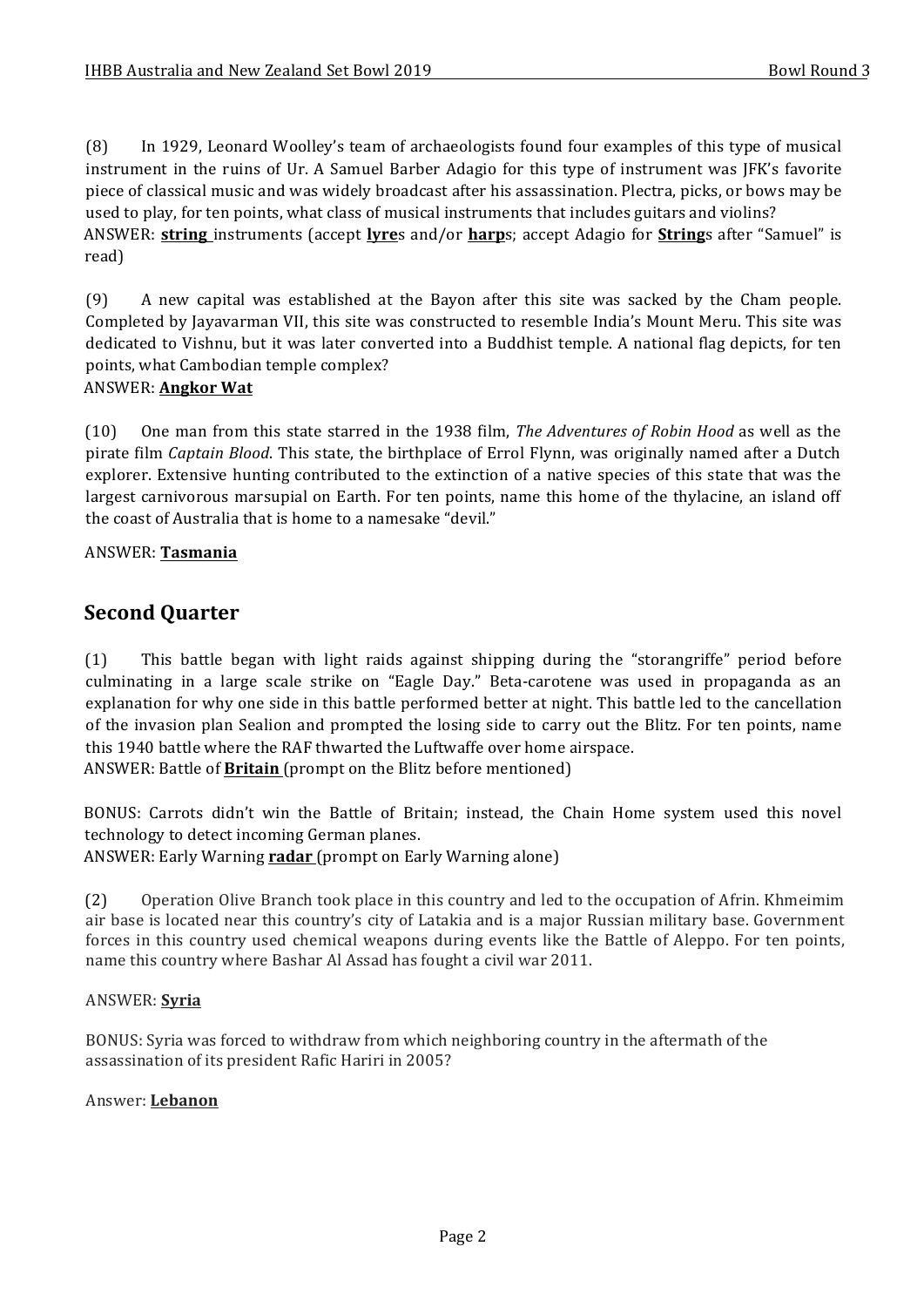(8) In 1929, Leonard Woolley's team of archaeologists found four examples of this type of musical instrument in the ruins of Ur. A Samuel Barber Adagio for this type of instrument was JFK's favorite piece of classical music and was widely broadcast after his assassination. Plectra, picks, or bows may be used to play, for ten points, what class of musical instruments that includes guitars and violins?

ANSWER: **string** instruments (accept **lyre**s and/or **harp**s; accept Adagio for **String**s after "Samuel" is read)

(9) A new capital was established at the Bayon after this site was sacked by the Cham people. Completed by Jayavarman VII, this site was constructed to resemble India's Mount Meru. This site was dedicated to Vishnu, but it was later converted into a Buddhist temple. A national flag depicts, for ten points, what Cambodian temple complex?

ANSWER: **Angkor Wat**

(10) One man from this state starred in the 1938 film, *The Adventures of Robin Hood* as well as the pirate film *Captain Blood*. This state, the birthplace of Errol Flynn, was originally named after a Dutch explorer. Extensive hunting contributed to the extinction of a native species of this state that was the largest carnivorous marsupial on Earth. For ten points, name this home of the thylacine, an island off the coast of Australia that is home to a namesake "devil."

ANSWER: **Tasmania**

## Second Quarter

(1) This battle began with light raids against shipping during the "storangriffe" period before culminating in a large scale strike on "Eagle Day." Beta-carotene was used in propaganda as an explanation for why one side in this battle performed better at night. This battle led to the cancellation of the invasion plan Sealion and prompted the losing side to carry out the Blitz. For ten points, name this 1940 battle where the RAF thwarted the Luftwaffe over home airspace.

ANSWER: Battle of **Britain** (prompt on the Blitz before mentioned)

BONUS: Carrots didn't win the Battle of Britain; instead, the Chain Home system used this novel technology to detect incoming German planes.

ANSWER: Early Warning **radar** (prompt on Early Warning alone)

(2) Operation Olive Branch took place in this country and led to the occupation of Afrin. Khmeimim air base is located near this country's city of Latakia and is a major Russian military base. Government forces in this country used chemical weapons during events like the Battle of Aleppo. For ten points, name this country where Bashar Al Assad has fought a civil war 2011.

ANSWER: **Syria**

BONUS: Syria was forced to withdraw from which neighboring country in the aftermath of the assassination of its president Rafic Hariri in 2005?

Answer: **Lebanon**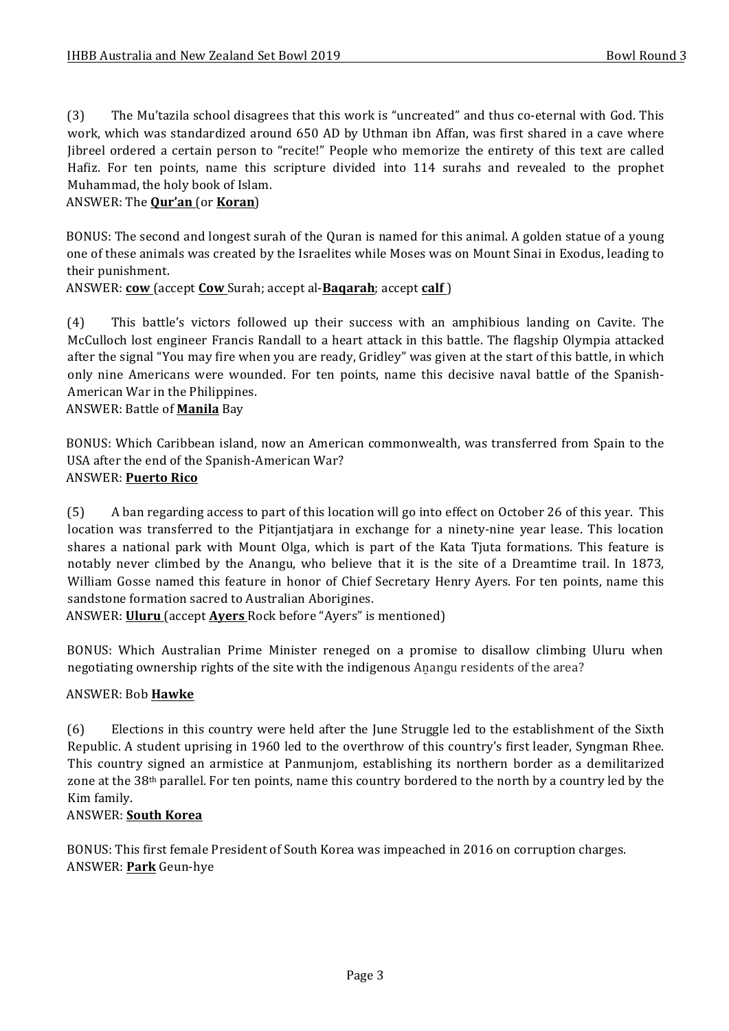(3) The Mu'tazila school disagrees that this work is "uncreated" and thus co-eternal with God. This work, which was standardized around 650 AD by Uthman ibn Affan, was first shared in a cave where Jibreel ordered a certain person to "recite!" People who memorize the entirety of this text are called Hafiz. For ten points, name this scripture divided into 114 surahs and revealed to the prophet Muhammad, the holy book of Islam.

ANSWER: The **Qur'an** (or **Koran**)

BONUS: The second and longest surah of the Quran is named for this animal. A golden statue of a young one of these animals was created by the Israelites while Moses was on Mount Sinai in Exodus, leading to their punishment.

ANSWER: **cow** (accept **Cow** Surah; accept al-**Baqarah**; accept **calf**)

(4) This battle's victors followed up their success with an amphibious landing on Cavite. The McCulloch lost engineer Francis Randall to a heart attack in this battle. The flagship Olympia attacked after the signal "You may fire when you are ready, Gridley" was given at the start of this battle, in which only nine Americans were wounded. For ten points, name this decisive naval battle of the Spanish-American War in the Philippines.

ANSWER: Battle of **Manila** Bay

BONUS: Which Caribbean island, now an American commonwealth, was transferred from Spain to the USA after the end of the Spanish-American War?

ANSWER: **Puerto Rico**

(5) A ban regarding access to part of this location will go into effect on October 26 of this year. This location was transferred to the Pitjantjatjara in exchange for a ninety-nine year lease. This location shares a national park with Mount Olga, which is part of the Kata Tjuta formations. This feature is notably never climbed by the Anangu, who believe that it is the site of a Dreamtime trail. In 1873, William Gosse named this feature in honor of Chief Secretary Henry Ayers. For ten points, name this sandstone formation sacred to Australian Aborigines.

ANSWER: **Uluru** (accept **Ayers** Rock before "Ayers" is mentioned)

BONUS: Which Australian Prime Minister reneged on a promise to disallow climbing Uluru when negotiating ownership rights of the site with the indigenous Aṉangu residents of the area?

ANSWER: Bob **Hawke**

(6) Elections in this country were held after the June Struggle led to the establishment of the Sixth Republic. A student uprising in 1960 led to the overthrow of this country's first leader, Syngman Rhee. This country signed an armistice at Panmunjom, establishing its northern border as a demilitarized zone at the 38th parallel. For ten points, name this country bordered to the north by a country led by the Kim family.

ANSWER: **South Korea**

BONUS: This first female President of South Korea was impeached in 2016 on corruption charges.

ANSWER: **Park** Geun-hye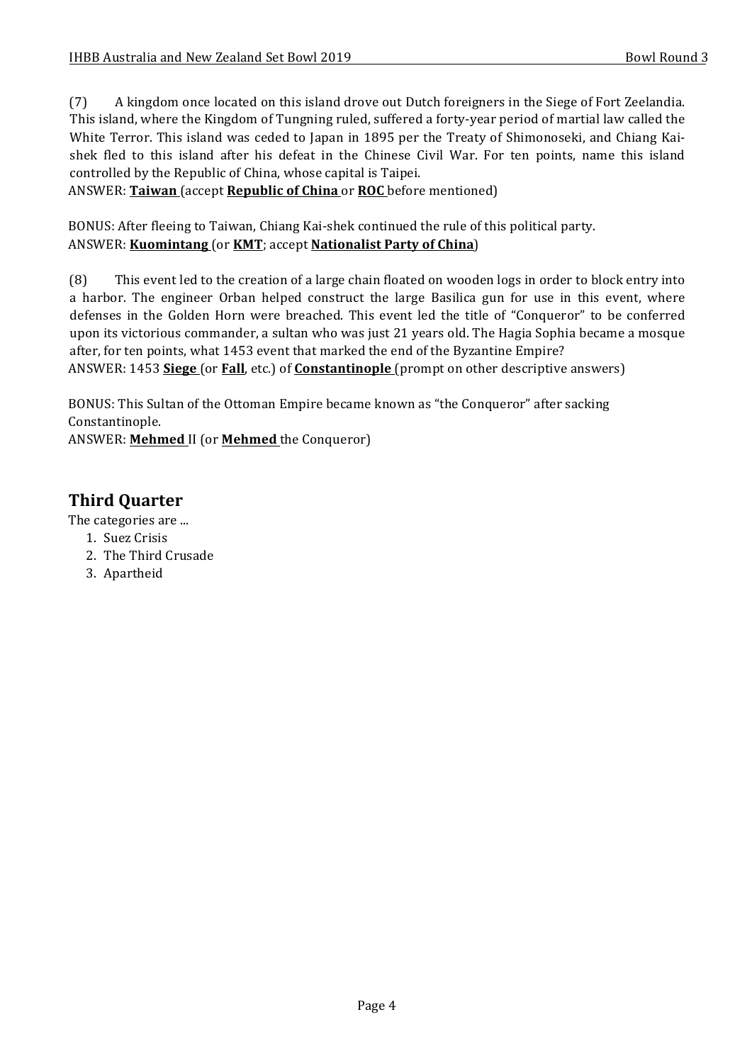(7) A kingdom once located on this island drove out Dutch foreigners in the Siege of Fort Zeelandia. This island, where the Kingdom of Tungning ruled, suffered a forty-year period of martial law called the White Terror. This island was ceded to Japan in 1895 per the Treaty of Shimonoseki, and Chiang Kai-shek fled to this island after his defeat in the Chinese Civil War. For ten points, name this island controlled by the Republic of China, whose capital is Taipei.
ANSWER: **Taiwan** (accept **Republic of China** or **ROC** before mentioned)

BONUS: After fleeing to Taiwan, Chiang Kai-shek continued the rule of this political party.
ANSWER: **Kuomintang** (or **KMT**; accept **Nationalist Party of China**)

(8) This event led to the creation of a large chain floated on wooden logs in order to block entry into a harbor. The engineer Orban helped construct the large Basilica gun for use in this event, where defenses in the Golden Horn were breached. This event led the title of "Conqueror" to be conferred upon its victorious commander, a sultan who was just 21 years old. The Hagia Sophia became a mosque after, for ten points, what 1453 event that marked the end of the Byzantine Empire?
ANSWER: 1453 **Siege** (or **Fall**, etc.) of **Constantinople** (prompt on other descriptive answers)

BONUS: This Sultan of the Ottoman Empire became known as "the Conqueror" after sacking Constantinople.
ANSWER: **Mehmed** II (or **Mehmed** the Conqueror)

## Third Quarter

The categories are ...

1. Suez Crisis
2. The Third Crusade
3. Apartheid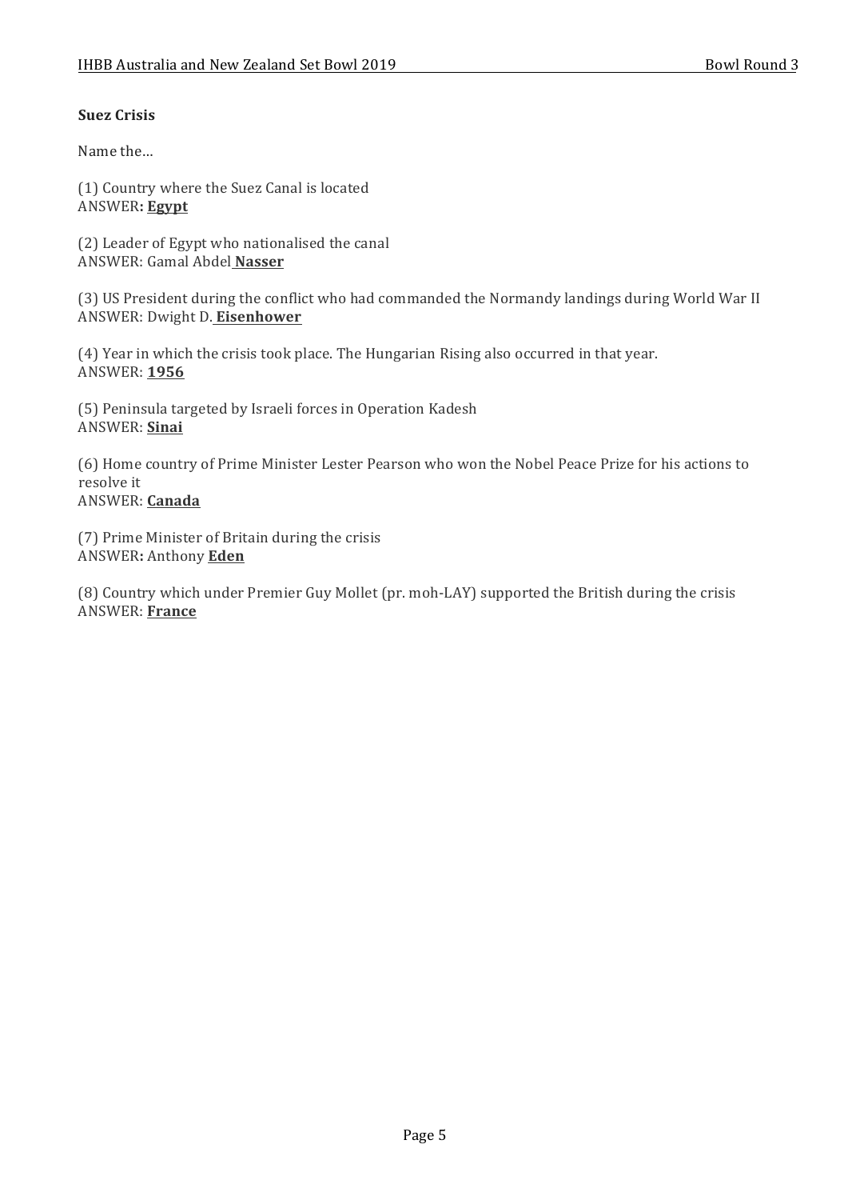**Suez Crisis**

Name the…

(1) Country where the Suez Canal is located
ANSWER**: <u>**Egypt**</u>**

(2) Leader of Egypt who nationalised the canal
ANSWER: Gamal Abdel <u>**Nasser**</u>

(3) US President during the conflict who had commanded the Normandy landings during World War II
ANSWER: Dwight D. <u>**Eisenhower**</u>

(4) Year in which the crisis took place. The Hungarian Rising also occurred in that year.
ANSWER: <u>**1956**</u>

(5) Peninsula targeted by Israeli forces in Operation Kadesh
ANSWER: <u>**Sinai**</u>

(6) Home country of Prime Minister Lester Pearson who won the Nobel Peace Prize for his actions to resolve it
ANSWER: <u>**Canada**</u>

(7) Prime Minister of Britain during the crisis
ANSWER**:** Anthony <u>**Eden**</u>

(8) Country which under Premier Guy Mollet (pr. moh-LAY) supported the British during the crisis
ANSWER: <u>**France**</u>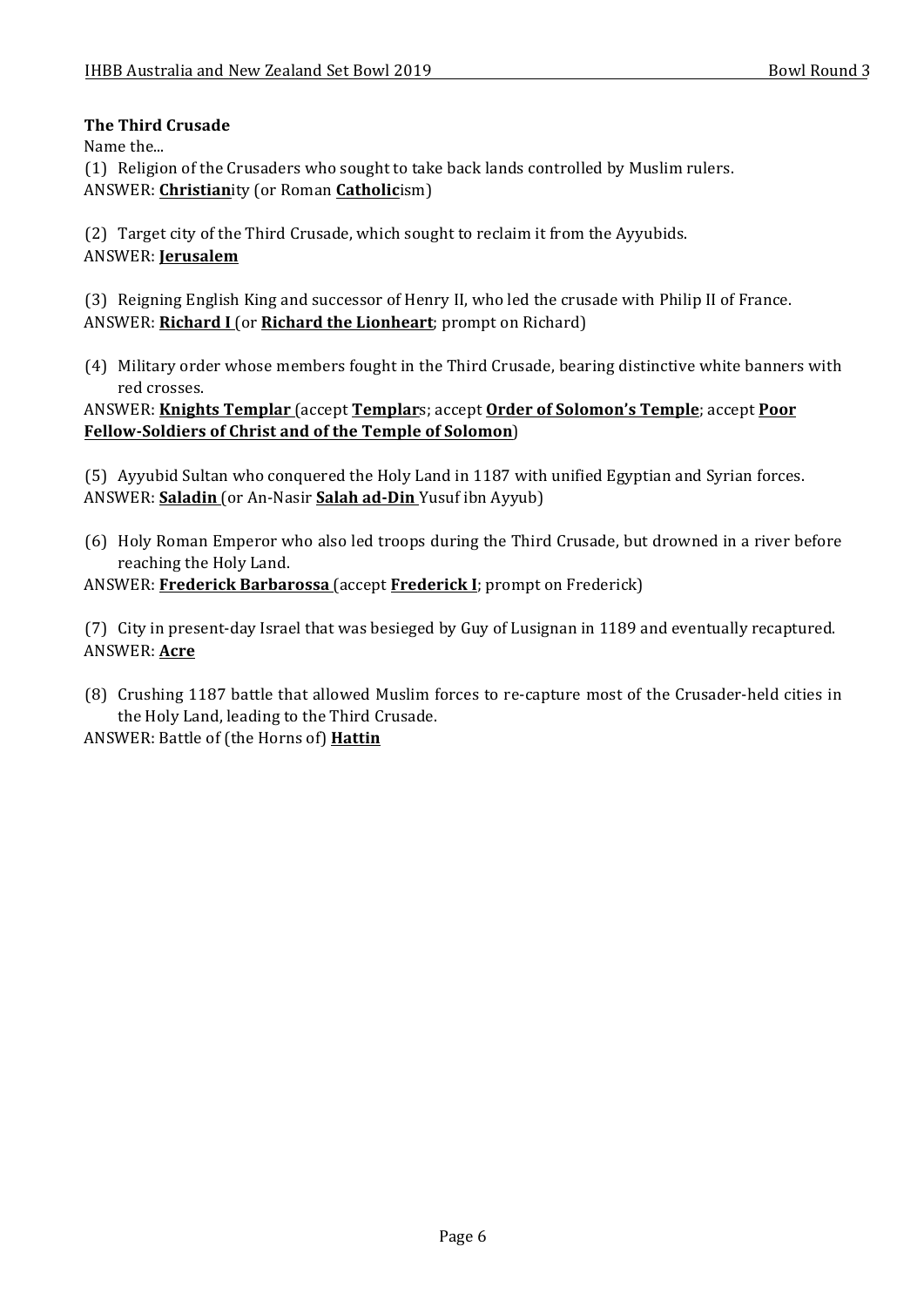**The Third Crusade**

Name the...

(1) Religion of the Crusaders who sought to take back lands controlled by Muslim rulers.
ANSWER: **Christian**ity (or Roman **Catholic**ism)

(2) Target city of the Third Crusade, which sought to reclaim it from the Ayyubids.
ANSWER: **Jerusalem**

(3) Reigning English King and successor of Henry II, who led the crusade with Philip II of France.
ANSWER: **Richard I** (or **Richard the Lionheart**; prompt on Richard)

(4) Military order whose members fought in the Third Crusade, bearing distinctive white banners with red crosses.
ANSWER: **Knights Templar** (accept **Templar**s; accept **Order of Solomon's Temple**; accept **Poor Fellow-Soldiers of Christ and of the Temple of Solomon**)

(5) Ayyubid Sultan who conquered the Holy Land in 1187 with unified Egyptian and Syrian forces.
ANSWER: **Saladin** (or An-Nasir **Salah ad-Din** Yusuf ibn Ayyub)

(6) Holy Roman Emperor who also led troops during the Third Crusade, but drowned in a river before reaching the Holy Land.
ANSWER: **Frederick Barbarossa** (accept **Frederick I**; prompt on Frederick)

(7) City in present-day Israel that was besieged by Guy of Lusignan in 1189 and eventually recaptured.
ANSWER: **Acre**

(8) Crushing 1187 battle that allowed Muslim forces to re-capture most of the Crusader-held cities in the Holy Land, leading to the Third Crusade.
ANSWER: Battle of (the Horns of) **Hattin**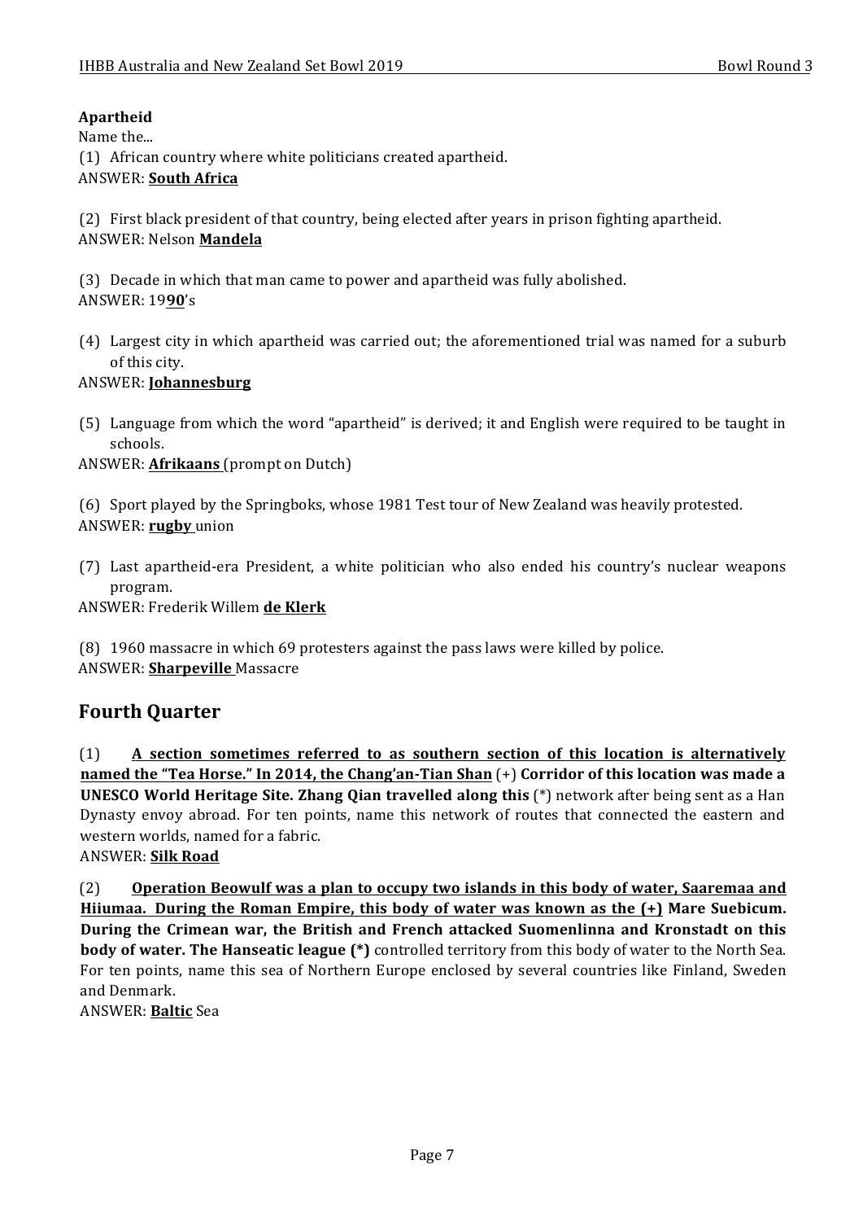**Apartheid**

Name the...

(1) African country where white politicians created apartheid.
ANSWER: **South Africa**

(2) First black president of that country, being elected after years in prison fighting apartheid.
ANSWER: Nelson **Mandela**

(3) Decade in which that man came to power and apartheid was fully abolished.
ANSWER: 19**90**'s

(4) Largest city in which apartheid was carried out; the aforementioned trial was named for a suburb of this city.
ANSWER: **Johannesburg**

(5) Language from which the word "apartheid" is derived; it and English were required to be taught in schools.
ANSWER: **Afrikaans** (prompt on Dutch)

(6) Sport played by the Springboks, whose 1981 Test tour of New Zealand was heavily protested.
ANSWER: **rugby** union

(7) Last apartheid-era President, a white politician who also ended his country's nuclear weapons program.
ANSWER: Frederik Willem **de Klerk**

(8) 1960 massacre in which 69 protesters against the pass laws were killed by police.
ANSWER: **Sharpeville** Massacre

## Fourth Quarter

(1) **A section sometimes referred to as southern section of this location is alternatively named the "Tea Horse." In 2014, the Chang'an-Tian Shan** (+) **Corridor of this location was made a UNESCO World Heritage Site. Zhang Qian travelled along this** (*) network after being sent as a Han Dynasty envoy abroad. For ten points, name this network of routes that connected the eastern and western worlds, named for a fabric.
ANSWER: **Silk Road**

(2) **Operation Beowulf was a plan to occupy two islands in this body of water, Saaremaa and Hiiumaa. During the Roman Empire, this body of water was known as the (+) Mare Suebicum. During the Crimean war, the British and French attacked Suomenlinna and Kronstadt on this body of water. The Hanseatic league (*)** controlled territory from this body of water to the North Sea. For ten points, name this sea of Northern Europe enclosed by several countries like Finland, Sweden and Denmark.
ANSWER: **Baltic** Sea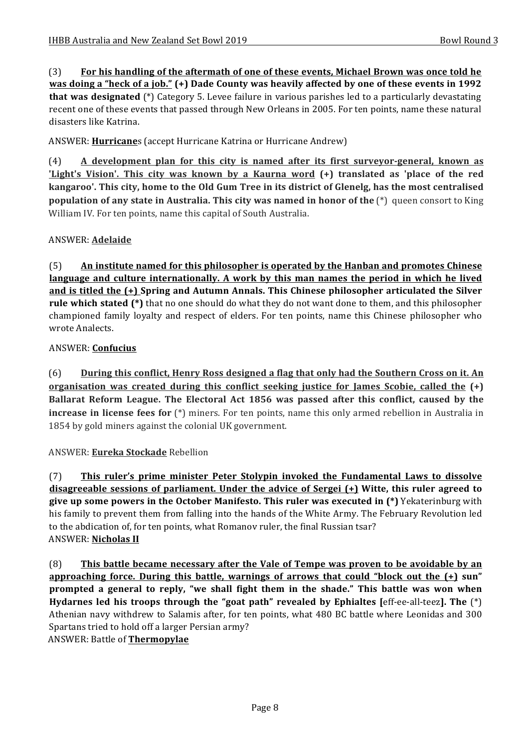(3) **<u>For his handling of the aftermath of one of these events, Michael Brown was once told he was doing a "heck of a job."</u> (+) Dade County was heavily affected by one of these events in 1992 that was designated** (*) Category 5. Levee failure in various parishes led to a particularly devastating recent one of these events that passed through New Orleans in 2005. For ten points, name these natural disasters like Katrina.

ANSWER: **<u>Hurricane</u>**s (accept Hurricane Katrina or Hurricane Andrew)

(4) **<u>A development plan for this city is named after its first surveyor-general, known as 'Light's Vision'. This city was known by a Kaurna word</u> (+) translated as 'place of the red kangaroo'. This city, home to the Old Gum Tree in its district of Glenelg, has the most centralised population of any state in Australia. This city was named in honor of the** (*) queen consort to King William IV. For ten points, name this capital of South Australia.

ANSWER: **<u>Adelaide</u>**

(5) **<u>An institute named for this philosopher is operated by the Hanban and promotes Chinese language and culture internationally. A work by this man names the period in which he lived and is titled the (+)</u> Spring and Autumn Annals. This Chinese philosopher articulated the Silver rule which stated (*)** that no one should do what they do not want done to them, and this philosopher championed family loyalty and respect of elders. For ten points, name this Chinese philosopher who wrote Analects.

ANSWER: **<u>Confucius</u>**

(6) **<u>During this conflict, Henry Ross designed a flag that only had the Southern Cross on it. An organisation was created during this conflict seeking justice for James Scobie, called the</u> (+) Ballarat Reform League. The Electoral Act 1856 was passed after this conflict, caused by the increase in license fees for** (*) miners. For ten points, name this only armed rebellion in Australia in 1854 by gold miners against the colonial UK government.

ANSWER: **<u>Eureka Stockade</u>** Rebellion

(7) **<u>This ruler's prime minister Peter Stolypin invoked the Fundamental Laws to dissolve disagreeable sessions of parliament. Under the advice of Sergei (+)</u> Witte, this ruler agreed to give up some powers in the October Manifesto. This ruler was executed in (*)** Yekaterinburg with his family to prevent them from falling into the hands of the White Army. The February Revolution led to the abdication of, for ten points, what Romanov ruler, the final Russian tsar?
ANSWER: **<u>Nicholas II</u>**

(8) **<u>This battle became necessary after the Vale of Tempe was proven to be avoidable by an approaching force. During this battle, warnings of arrows that could "block out the (+)</u> sun" prompted a general to reply, "we shall fight them in the shade." This battle was won when Hydarnes led his troops through the "goat path" revealed by Ephialtes [**eff-ee-all-teez**]. The** (*) Athenian navy withdrew to Salamis after, for ten points, what 480 BC battle where Leonidas and 300 Spartans tried to hold off a larger Persian army?
ANSWER: Battle of **<u>Thermopylae</u>**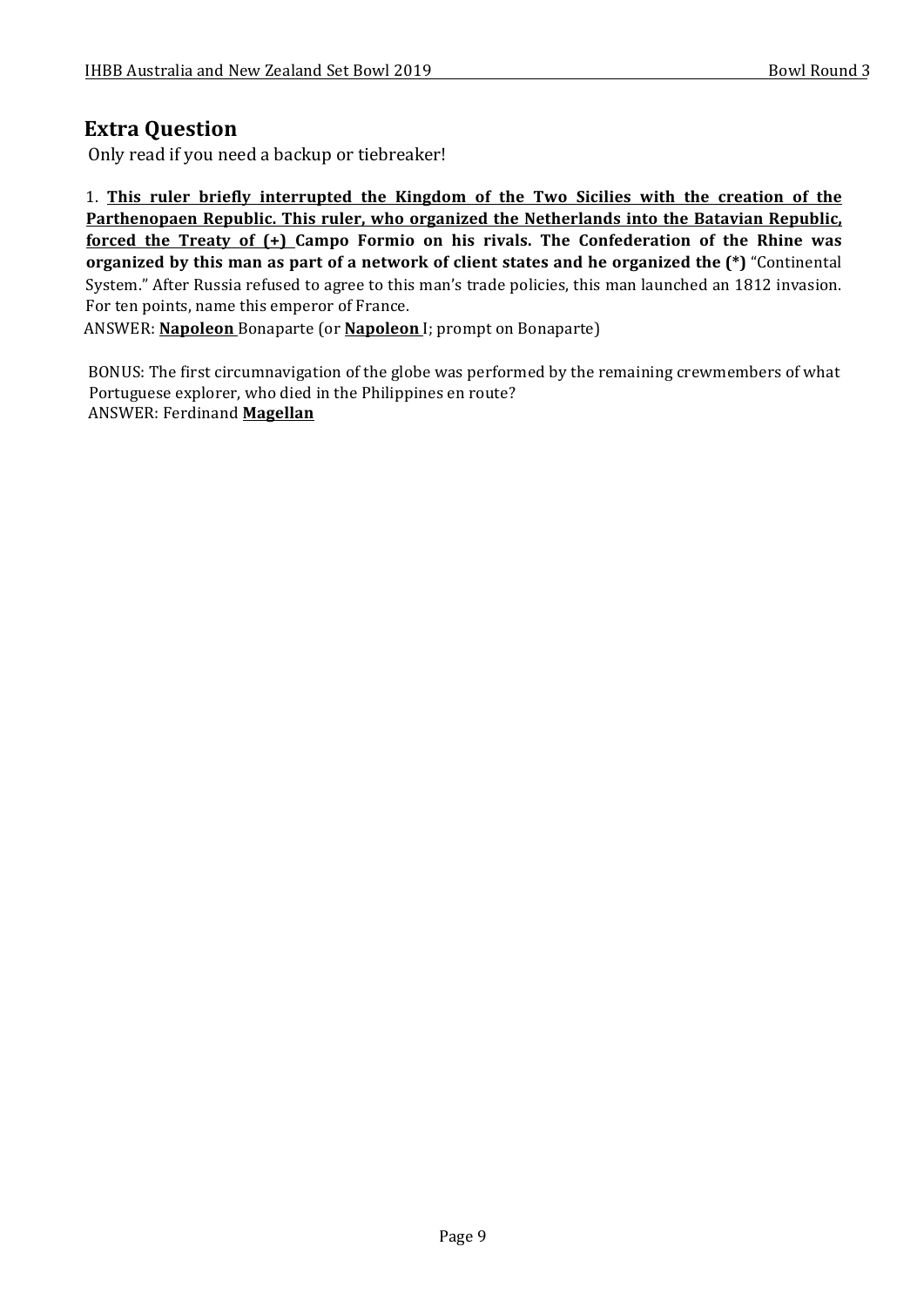## Extra Question

Only read if you need a backup or tiebreaker!

1. **<u>This ruler briefly interrupted the Kingdom of the Two Sicilies with the creation of the Parthenopaen Republic. This ruler, who organized the Netherlands into the Batavian Republic, forced the Treaty of (+)</u> Campo Formio on his rivals. The Confederation of the Rhine was organized by this man as part of a network of client states and he organized the (*)** "Continental System." After Russia refused to agree to this man's trade policies, this man launched an 1812 invasion. For ten points, name this emperor of France.

ANSWER: **<u>Napoleon</u>** Bonaparte (or **<u>Napoleon</u>** I; prompt on Bonaparte)

BONUS: The first circumnavigation of the globe was performed by the remaining crewmembers of what Portuguese explorer, who died in the Philippines en route?

ANSWER: Ferdinand **<u>Magellan</u>**